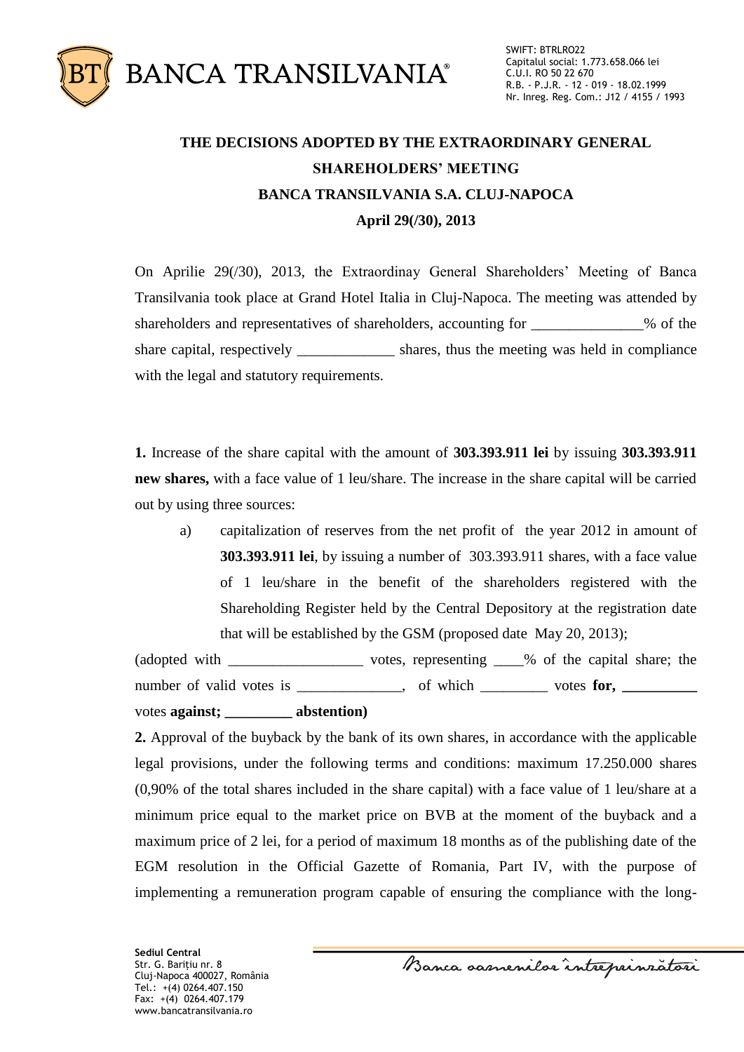# THE DECISIONS ADOPTED BY THE EXTRAORDINARY GENERAL SHAREHOLDERS' MEETING
## BANCA TRANSILVANIA S.A. CLUJ-NAPOCA
## April 29(/30), 2013

On Aprilie 29(/30), 2013, the Extraordinay General Shareholders' Meeting of Banca Transilvania took place at Grand Hotel Italia in Cluj-Napoca. The meeting was attended by shareholders and representatives of shareholders, accounting for _______________% of the share capital, respectively _____________ shares, thus the meeting was held in compliance with the legal and statutory requirements.

**1.** Increase of the share capital with the amount of **303.393.911 lei** by issuing **303.393.911 new shares,** with a face value of 1 leu/share. The increase in the share capital will be carried out by using three sources:

a) capitalization of reserves from the net profit of the year 2012 in amount of **303.393.911 lei**, by issuing a number of 303.393.911 shares, with a face value of 1 leu/share in the benefit of the shareholders registered with the Shareholding Register held by the Central Depository at the registration date that will be established by the GSM (proposed date May 20, 2013);

(adopted with __________________ votes, representing ____% of the capital share; the number of valid votes is ______________, of which _________ votes **for, __________** votes **against; _________ abstention)**

**2.** Approval of the buyback by the bank of its own shares, in accordance with the applicable legal provisions, under the following terms and conditions: maximum 17.250.000 shares (0,90% of the total shares included in the share capital) with a face value of 1 leu/share at a minimum price equal to the market price on BVB at the moment of the buyback and a maximum price of 2 lei, for a period of maximum 18 months as of the publishing date of the EGM resolution in the Official Gazette of Romania, Part IV, with the purpose of implementing a remuneration program capable of ensuring the compliance with the long-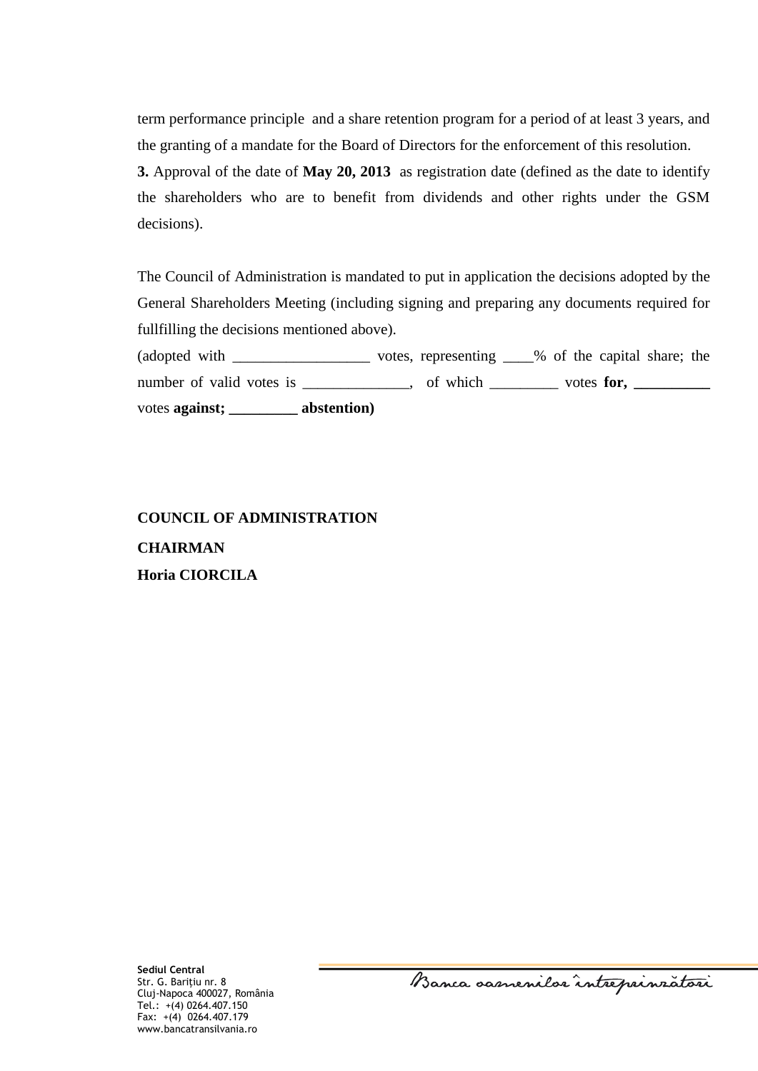term performance principle and a share retention program for a period of at least 3 years, and the granting of a mandate for the Board of Directors for the enforcement of this resolution.

**3.** Approval of the date of **May 20, 2013** as registration date (defined as the date to identify the shareholders who are to benefit from dividends and other rights under the GSM decisions).

The Council of Administration is mandated to put in application the decisions adopted by the General Shareholders Meeting (including signing and preparing any documents required for fullfilling the decisions mentioned above).

(adopted with __________________ votes, representing ____% of the capital share; the number of valid votes is ______________, of which _________ votes **for, __________** votes **against; _________ abstention)**

**COUNCIL OF ADMINISTRATION**

**CHAIRMAN**

**Horia CIORCILA**